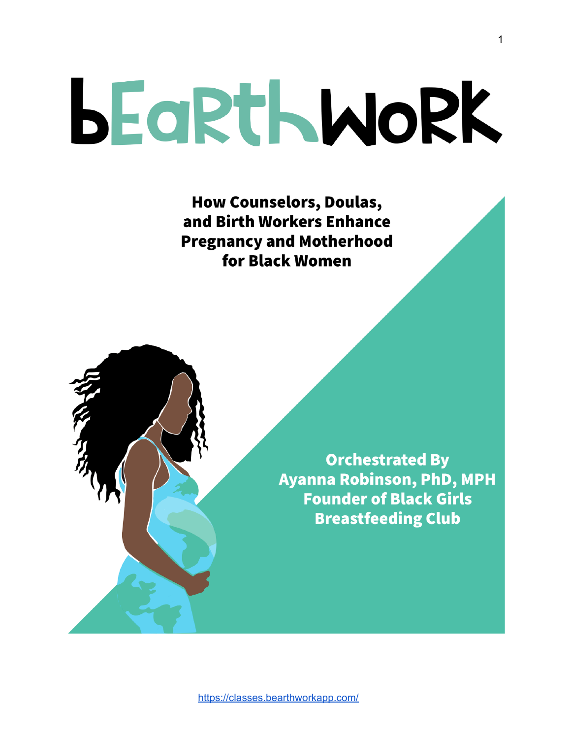# bEarthWork

## How Counselors, Doulas, and Birth Workers Enhance Pregnancy and Motherhood for Black Women

**Orchestrated By**
**Ayanna Robinson, PhD, MPH**
**Founder of Black Girls Breastfeeding Club**

https://classes.bearthworkapp.com/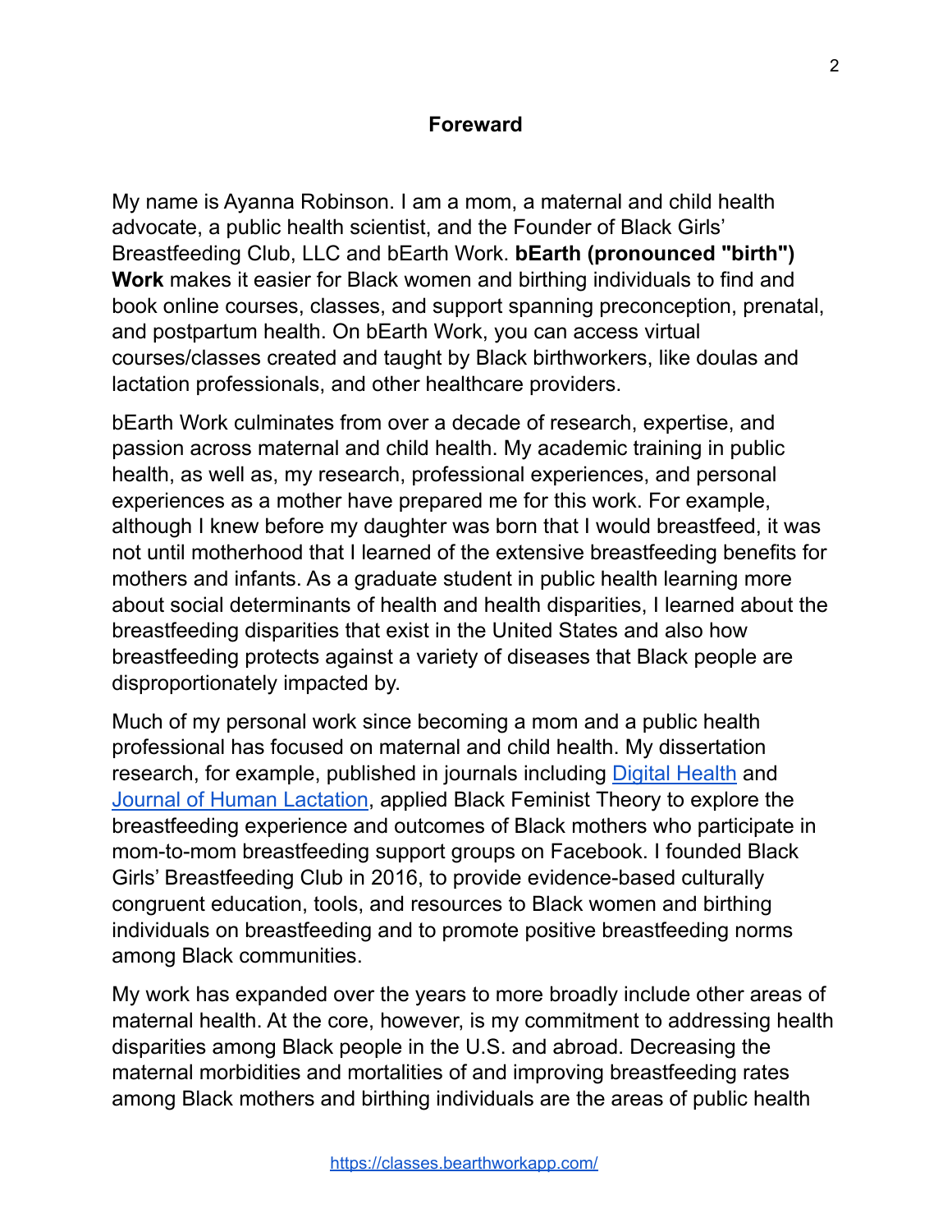## Foreward

My name is Ayanna Robinson. I am a mom, a maternal and child health advocate, a public health scientist, and the Founder of Black Girls' Breastfeeding Club, LLC and bEarth Work. **bEarth (pronounced "birth") Work** makes it easier for Black women and birthing individuals to find and book online courses, classes, and support spanning preconception, prenatal, and postpartum health. On bEarth Work, you can access virtual courses/classes created and taught by Black birthworkers, like doulas and lactation professionals, and other healthcare providers.

bEarth Work culminates from over a decade of research, expertise, and passion across maternal and child health. My academic training in public health, as well as, my research, professional experiences, and personal experiences as a mother have prepared me for this work. For example, although I knew before my daughter was born that I would breastfeed, it was not until motherhood that I learned of the extensive breastfeeding benefits for mothers and infants. As a graduate student in public health learning more about social determinants of health and health disparities, I learned about the breastfeeding disparities that exist in the United States and also how breastfeeding protects against a variety of diseases that Black people are disproportionately impacted by.

Much of my personal work since becoming a mom and a public health professional has focused on maternal and child health. My dissertation research, for example, published in journals including Digital Health and Journal of Human Lactation, applied Black Feminist Theory to explore the breastfeeding experience and outcomes of Black mothers who participate in mom-to-mom breastfeeding support groups on Facebook. I founded Black Girls' Breastfeeding Club in 2016, to provide evidence-based culturally congruent education, tools, and resources to Black women and birthing individuals on breastfeeding and to promote positive breastfeeding norms among Black communities.

My work has expanded over the years to more broadly include other areas of maternal health. At the core, however, is my commitment to addressing health disparities among Black people in the U.S. and abroad. Decreasing the maternal morbidities and mortalities of and improving breastfeeding rates among Black mothers and birthing individuals are the areas of public health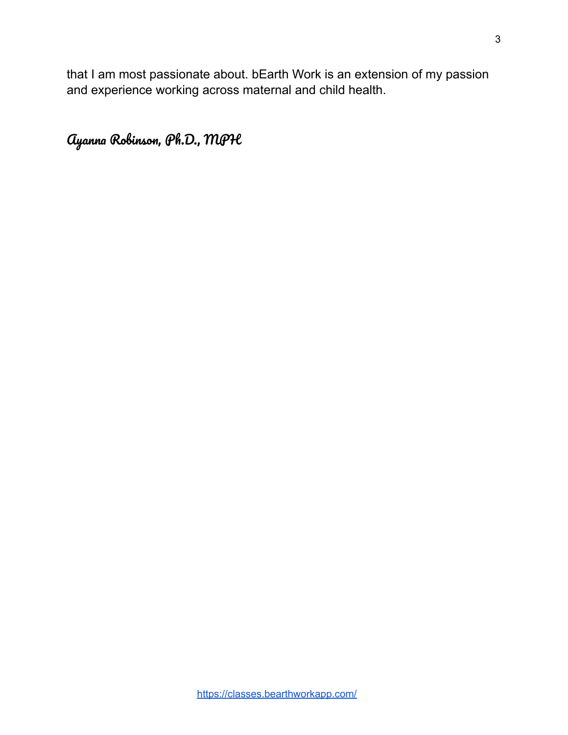that I am most passionate about. bEarth Work is an extension of my passion and experience working across maternal and child health.

*Ayanna Robinson, Ph.D., MPH*

https://classes.bearthworkapp.com/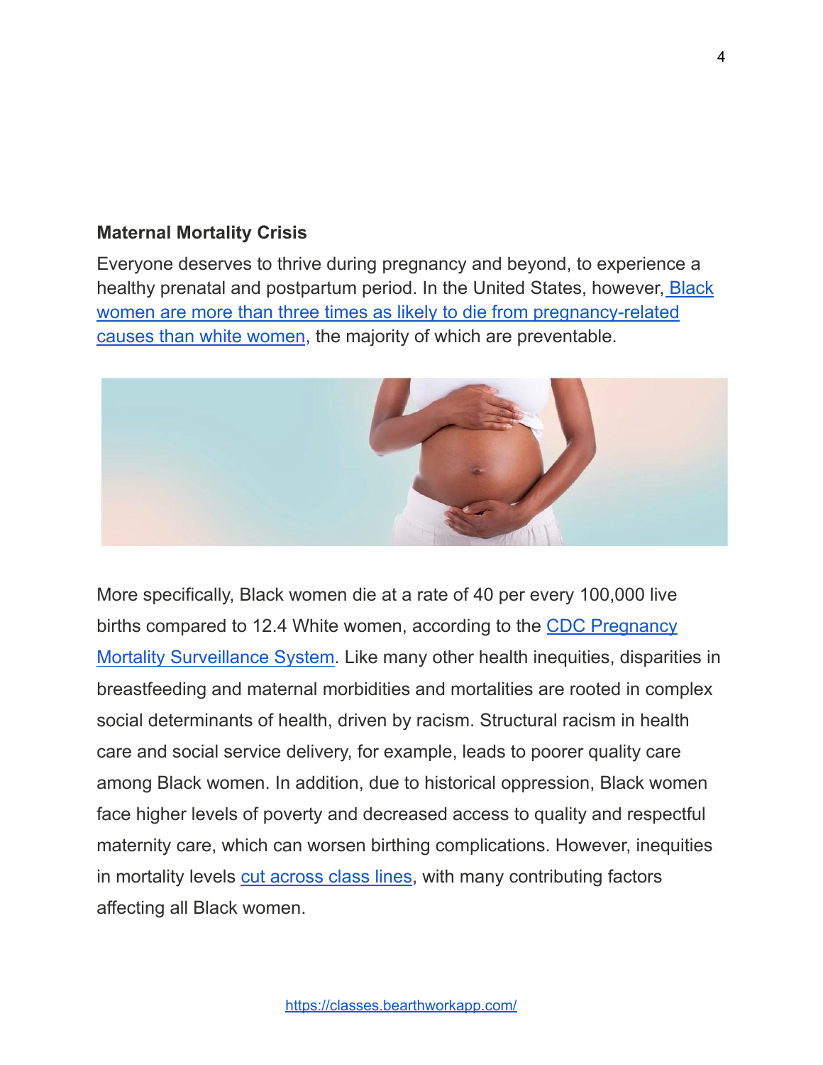**Maternal Mortality Crisis**

Everyone deserves to thrive during pregnancy and beyond, to experience a healthy prenatal and postpartum period. In the United States, however, Black women are more than three times as likely to die from pregnancy-related causes than white women, the majority of which are preventable.

More specifically, Black women die at a rate of 40 per every 100,000 live births compared to 12.4 White women, according to the CDC Pregnancy Mortality Surveillance System. Like many other health inequities, disparities in breastfeeding and maternal morbidities and mortalities are rooted in complex social determinants of health, driven by racism. Structural racism in health care and social service delivery, for example, leads to poorer quality care among Black women. In addition, due to historical oppression, Black women face higher levels of poverty and decreased access to quality and respectful maternity care, which can worsen birthing complications. However, inequities in mortality levels cut across class lines, with many contributing factors affecting all Black women.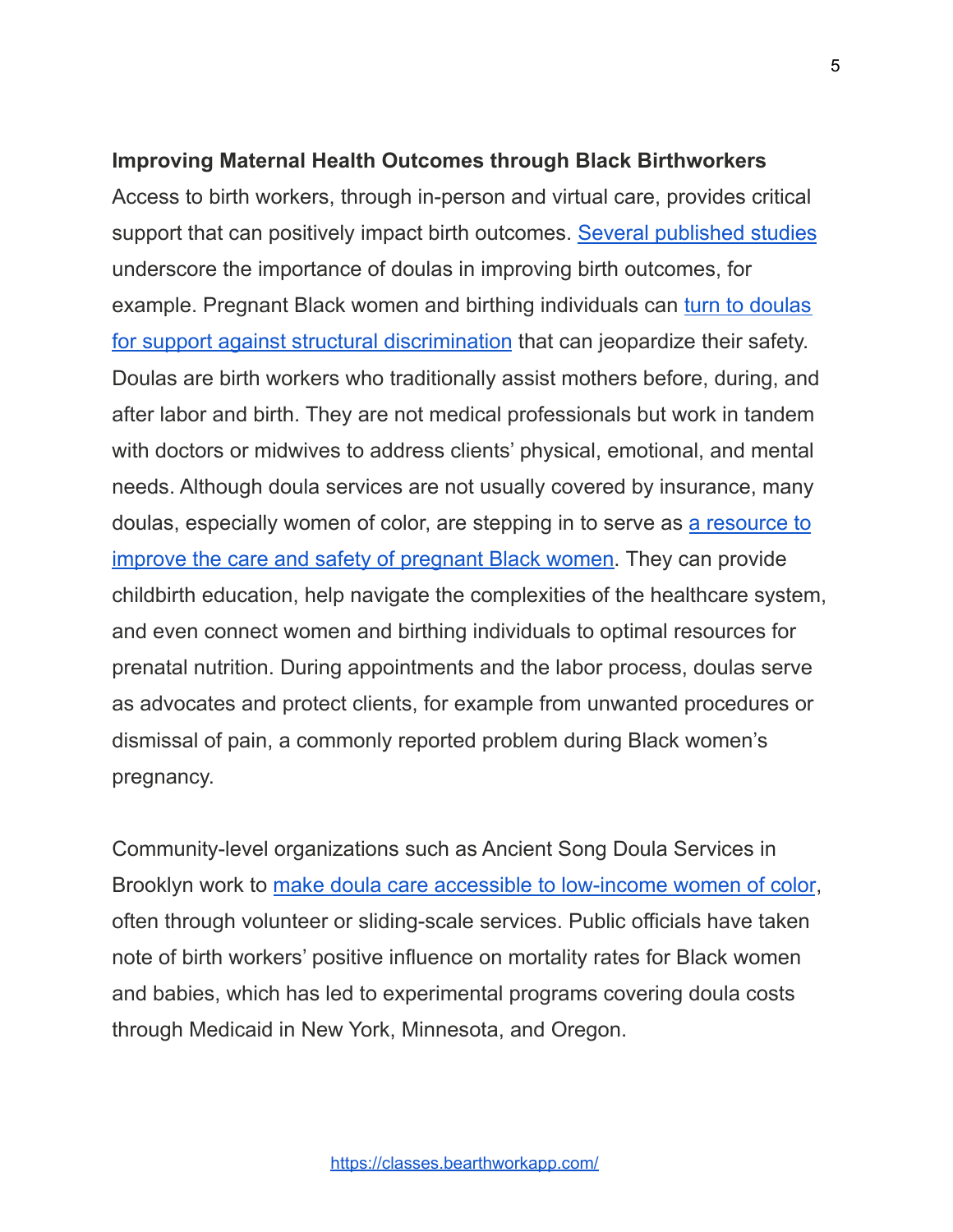**Improving Maternal Health Outcomes through Black Birthworkers**

Access to birth workers, through in-person and virtual care, provides critical support that can positively impact birth outcomes. Several published studies underscore the importance of doulas in improving birth outcomes, for example. Pregnant Black women and birthing individuals can turn to doulas for support against structural discrimination that can jeopardize their safety. Doulas are birth workers who traditionally assist mothers before, during, and after labor and birth. They are not medical professionals but work in tandem with doctors or midwives to address clients' physical, emotional, and mental needs. Although doula services are not usually covered by insurance, many doulas, especially women of color, are stepping in to serve as a resource to improve the care and safety of pregnant Black women. They can provide childbirth education, help navigate the complexities of the healthcare system, and even connect women and birthing individuals to optimal resources for prenatal nutrition. During appointments and the labor process, doulas serve as advocates and protect clients, for example from unwanted procedures or dismissal of pain, a commonly reported problem during Black women's pregnancy.

Community-level organizations such as Ancient Song Doula Services in Brooklyn work to make doula care accessible to low-income women of color, often through volunteer or sliding-scale services. Public officials have taken note of birth workers' positive influence on mortality rates for Black women and babies, which has led to experimental programs covering doula costs through Medicaid in New York, Minnesota, and Oregon.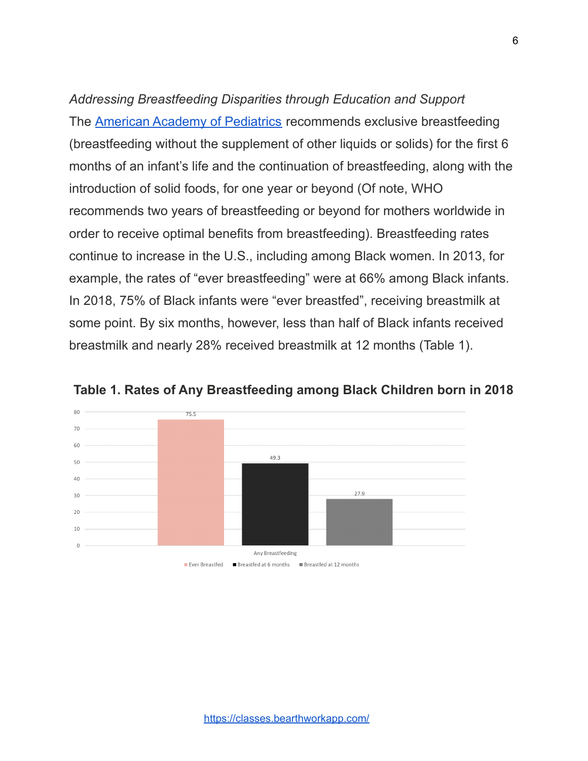*Addressing Breastfeeding Disparities through Education and Support*

The [American Academy of Pediatrics](https://www.aap.org) recommends exclusive breastfeeding (breastfeeding without the supplement of other liquids or solids) for the first 6 months of an infant's life and the continuation of breastfeeding, along with the introduction of solid foods, for one year or beyond (Of note, WHO recommends two years of breastfeeding or beyond for mothers worldwide in order to receive optimal benefits from breastfeeding). Breastfeeding rates continue to increase in the U.S., including among Black women. In 2013, for example, the rates of "ever breastfeeding" were at 66% among Black infants. In 2018, 75% of Black infants were "ever breastfed", receiving breastmilk at some point. By six months, however, less than half of Black infants received breastmilk and nearly 28% received breastmilk at 12 months (Table 1).

**Table 1. Rates of Any Breastfeeding among Black Children born in 2018**

| Any Breastfeeding | Ever Breastfed | Breastfed at 6 months | Breastfed at 12 months |
| --- | --- | --- | --- |
| Rate | 75.5 | 49.3 | 27.9 |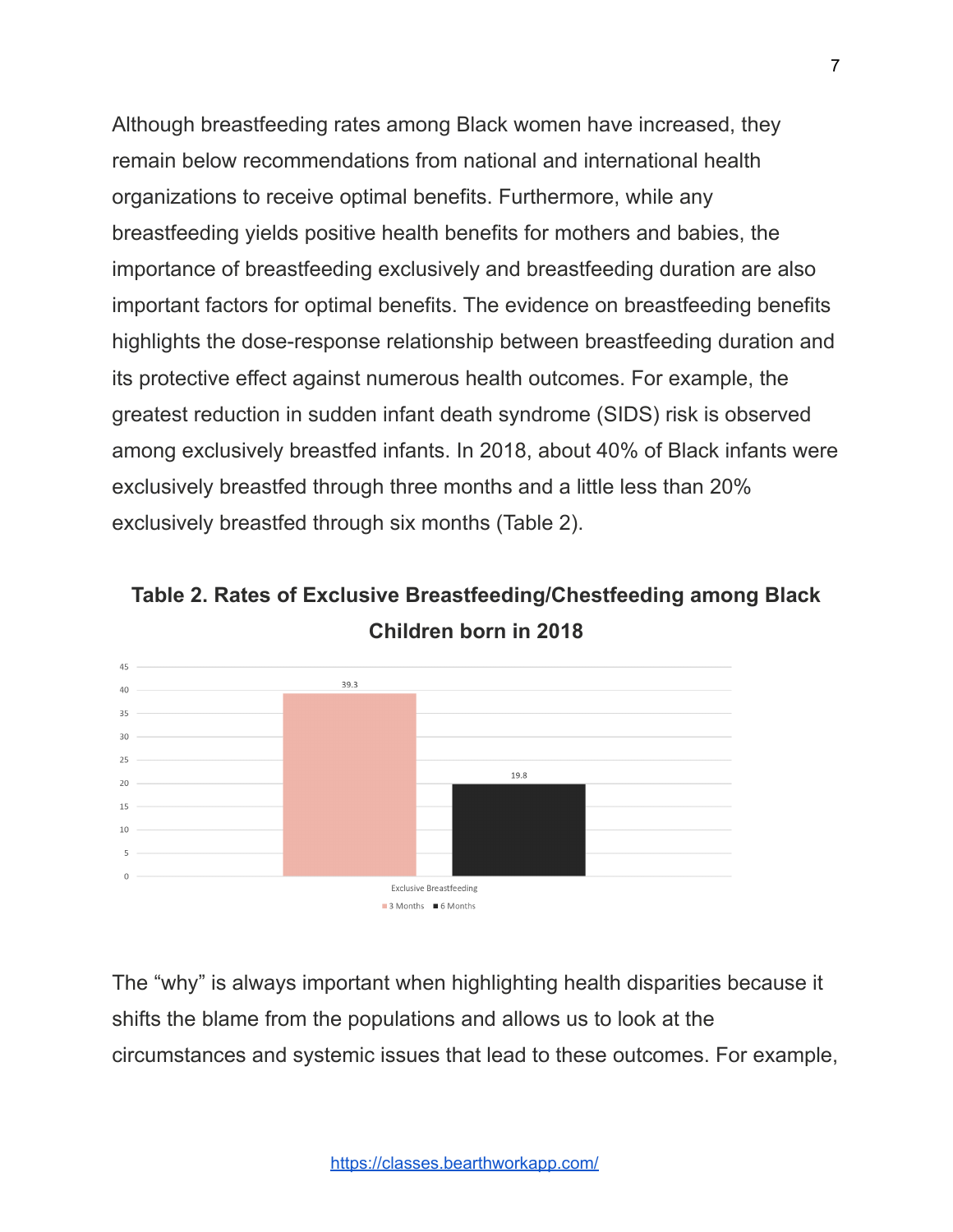Although breastfeeding rates among Black women have increased, they remain below recommendations from national and international health organizations to receive optimal benefits. Furthermore, while any breastfeeding yields positive health benefits for mothers and babies, the importance of breastfeeding exclusively and breastfeeding duration are also important factors for optimal benefits. The evidence on breastfeeding benefits highlights the dose-response relationship between breastfeeding duration and its protective effect against numerous health outcomes. For example, the greatest reduction in sudden infant death syndrome (SIDS) risk is observed among exclusively breastfed infants. In 2018, about 40% of Black infants were exclusively breastfed through three months and a little less than 20% exclusively breastfed through six months (Table 2).

**Table 2. Rates of Exclusive Breastfeeding/Chestfeeding among Black Children born in 2018**

| | 3 Months | 6 Months |
|---|---|---|
| Exclusive Breastfeeding | 39.3 | 19.8 |

The "why" is always important when highlighting health disparities because it shifts the blame from the populations and allows us to look at the circumstances and systemic issues that lead to these outcomes. For example,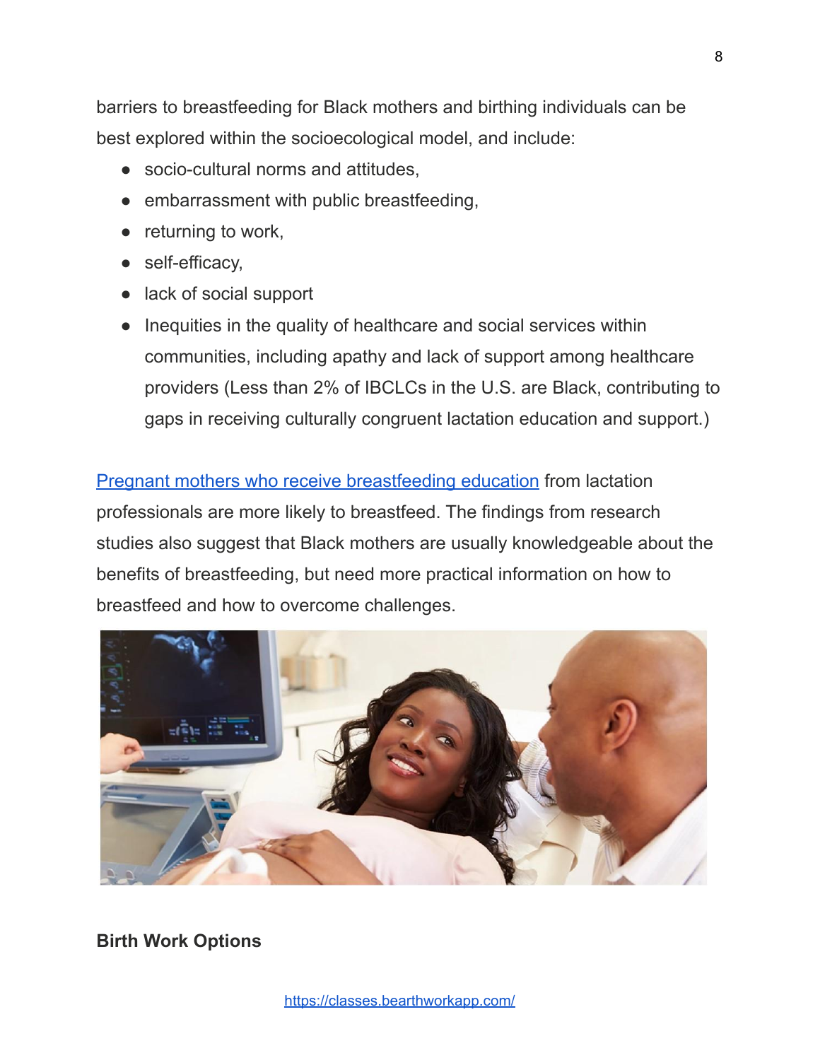barriers to breastfeeding for Black mothers and birthing individuals can be best explored within the socioecological model, and include:

- socio-cultural norms and attitudes,
- embarrassment with public breastfeeding,
- returning to work,
- self-efficacy,
- lack of social support
- Inequities in the quality of healthcare and social services within communities, including apathy and lack of support among healthcare providers (Less than 2% of IBCLCs in the U.S. are Black, contributing to gaps in receiving culturally congruent lactation education and support.)

Pregnant mothers who receive breastfeeding education from lactation professionals are more likely to breastfeed. The findings from research studies also suggest that Black mothers are usually knowledgeable about the benefits of breastfeeding, but need more practical information on how to breastfeed and how to overcome challenges.

**Birth Work Options**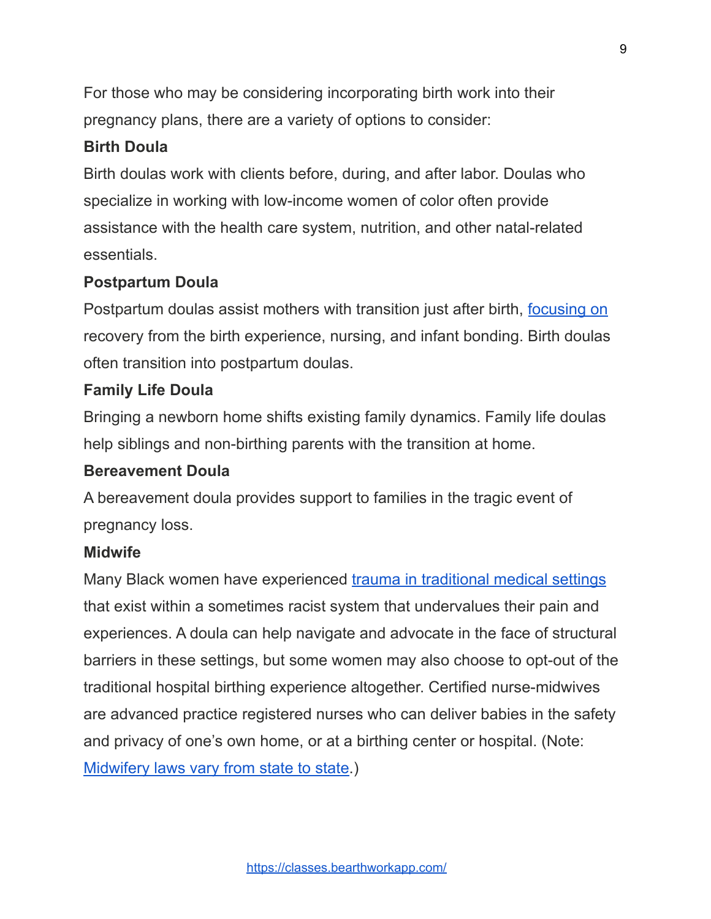For those who may be considering incorporating birth work into their pregnancy plans, there are a variety of options to consider:

**Birth Doula**

Birth doulas work with clients before, during, and after labor. Doulas who specialize in working with low-income women of color often provide assistance with the health care system, nutrition, and other natal-related essentials.

**Postpartum Doula**

Postpartum doulas assist mothers with transition just after birth, focusing on recovery from the birth experience, nursing, and infant bonding. Birth doulas often transition into postpartum doulas.

**Family Life Doula**

Bringing a newborn home shifts existing family dynamics. Family life doulas help siblings and non-birthing parents with the transition at home.

**Bereavement Doula**

A bereavement doula provides support to families in the tragic event of pregnancy loss.

**Midwife**

Many Black women have experienced trauma in traditional medical settings that exist within a sometimes racist system that undervalues their pain and experiences. A doula can help navigate and advocate in the face of structural barriers in these settings, but some women may also choose to opt-out of the traditional hospital birthing experience altogether. Certified nurse-midwives are advanced practice registered nurses who can deliver babies in the safety and privacy of one's own home, or at a birthing center or hospital. (Note: Midwifery laws vary from state to state.)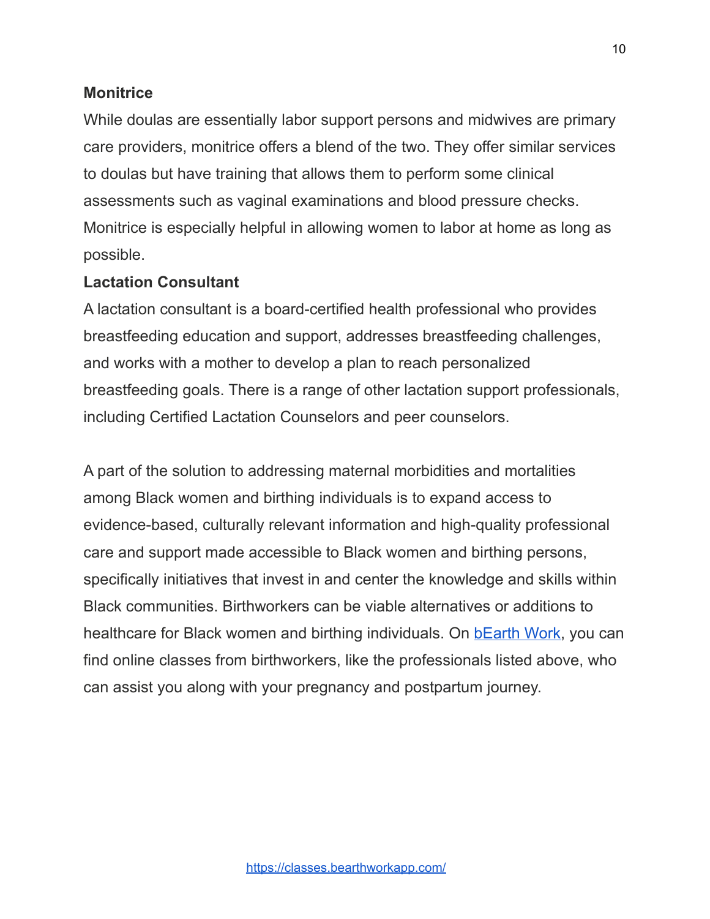**Monitrice**

While doulas are essentially labor support persons and midwives are primary care providers, monitrice offers a blend of the two. They offer similar services to doulas but have training that allows them to perform some clinical assessments such as vaginal examinations and blood pressure checks. Monitrice is especially helpful in allowing women to labor at home as long as possible.

**Lactation Consultant**

A lactation consultant is a board-certified health professional who provides breastfeeding education and support, addresses breastfeeding challenges, and works with a mother to develop a plan to reach personalized breastfeeding goals. There is a range of other lactation support professionals, including Certified Lactation Counselors and peer counselors.

A part of the solution to addressing maternal morbidities and mortalities among Black women and birthing individuals is to expand access to evidence-based, culturally relevant information and high-quality professional care and support made accessible to Black women and birthing persons, specifically initiatives that invest in and center the knowledge and skills within Black communities. Birthworkers can be viable alternatives or additions to healthcare for Black women and birthing individuals. On [bEarth Work](https://classes.bearthworkapp.com/), you can find online classes from birthworkers, like the professionals listed above, who can assist you along with your pregnancy and postpartum journey.